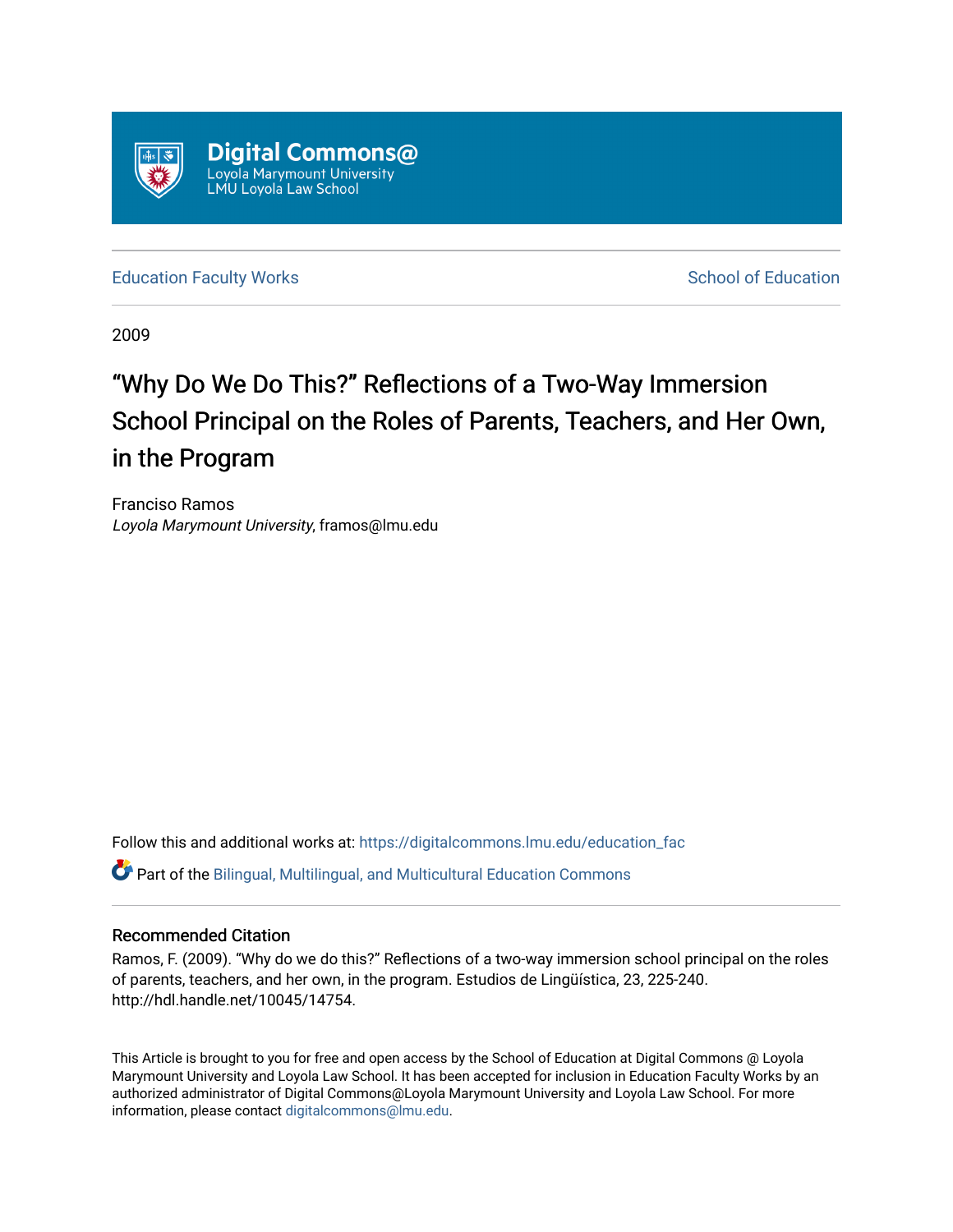Digital Commons@
Loyola Marymount University
LMU Loyola Law School

Education Faculty Works

School of Education

2009

# "Why Do We Do This?" Reflections of a Two-Way Immersion School Principal on the Roles of Parents, Teachers, and Her Own, in the Program

Franciso Ramos
*Loyola Marymount University*, framos@lmu.edu

Follow this and additional works at: https://digitalcommons.lmu.edu/education_fac

Part of the Bilingual, Multilingual, and Multicultural Education Commons

## Recommended Citation

Ramos, F. (2009). "Why do we do this?" Reflections of a two-way immersion school principal on the roles of parents, teachers, and her own, in the program. Estudios de Lingüística, 23, 225-240. http://hdl.handle.net/10045/14754.

This Article is brought to you for free and open access by the School of Education at Digital Commons @ Loyola Marymount University and Loyola Law School. It has been accepted for inclusion in Education Faculty Works by an authorized administrator of Digital Commons@Loyola Marymount University and Loyola Law School. For more information, please contact digitalcommons@lmu.edu.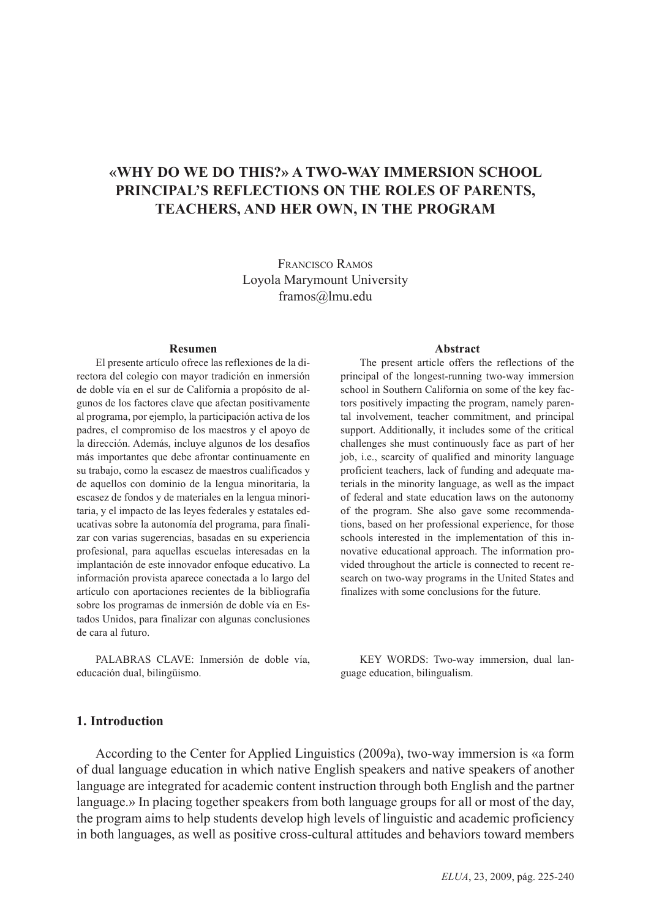# «WHY DO WE DO THIS?» A TWO-WAY IMMERSION SCHOOL PRINCIPAL'S REFLECTIONS ON THE ROLES OF PARENTS, TEACHERS, AND HER OWN, IN THE PROGRAM

Francisco Ramos
Loyola Marymount University
framos@lmu.edu

### Resumen

El presente artículo ofrece las reflexiones de la directora del colegio con mayor tradición en inmersión de doble vía en el sur de California a propósito de algunos de los factores clave que afectan positivamente al programa, por ejemplo, la participación activa de los padres, el compromiso de los maestros y el apoyo de la dirección. Además, incluye algunos de los desafíos más importantes que debe afrontar continuamente en su trabajo, como la escasez de maestros cualificados y de aquellos con dominio de la lengua minoritaria, la escasez de fondos y de materiales en la lengua minoritaria, y el impacto de las leyes federales y estatales educativas sobre la autonomía del programa, para finalizar con varias sugerencias, basadas en su experiencia profesional, para aquellas escuelas interesadas en la implantación de este innovador enfoque educativo. La información provista aparece conectada a lo largo del artículo con aportaciones recientes de la bibliografía sobre los programas de inmersión de doble vía en Estados Unidos, para finalizar con algunas conclusiones de cara al futuro.

PALABRAS CLAVE: Inmersión de doble vía, educación dual, bilingüismo.

### Abstract

The present article offers the reflections of the principal of the longest-running two-way immersion school in Southern California on some of the key factors positively impacting the program, namely parental involvement, teacher commitment, and principal support. Additionally, it includes some of the critical challenges she must continuously face as part of her job, i.e., scarcity of qualified and minority language proficient teachers, lack of funding and adequate materials in the minority language, as well as the impact of federal and state education laws on the autonomy of the program. She also gave some recommendations, based on her professional experience, for those schools interested in the implementation of this innovative educational approach. The information provided throughout the article is connected to recent research on two-way programs in the United States and finalizes with some conclusions for the future.

KEY WORDS: Two-way immersion, dual language education, bilingualism.

## 1. Introduction

According to the Center for Applied Linguistics (2009a), two-way immersion is «a form of dual language education in which native English speakers and native speakers of another language are integrated for academic content instruction through both English and the partner language.» In placing together speakers from both language groups for all or most of the day, the program aims to help students develop high levels of linguistic and academic proficiency in both languages, as well as positive cross-cultural attitudes and behaviors toward members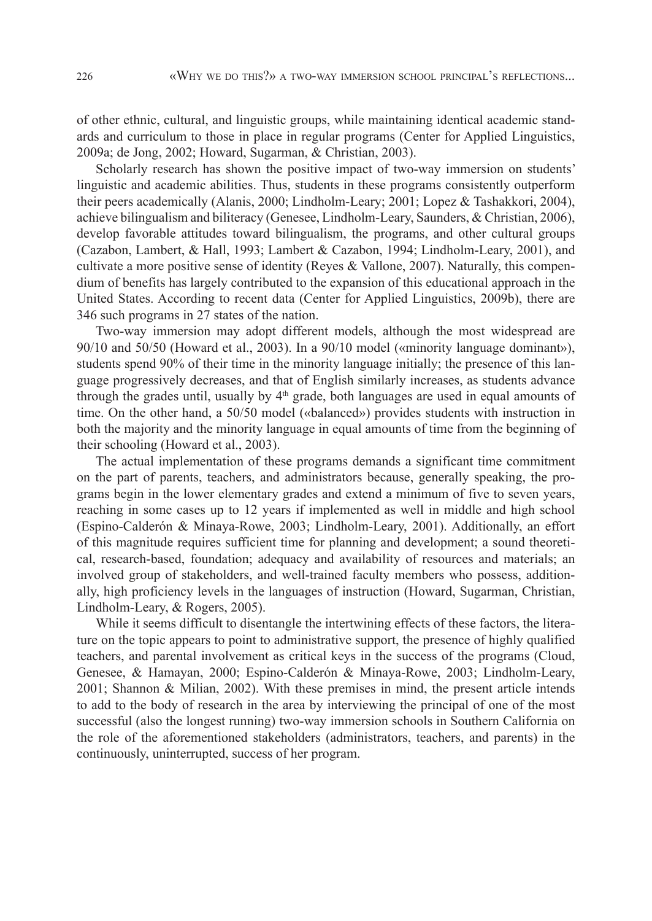of other ethnic, cultural, and linguistic groups, while maintaining identical academic standards and curriculum to those in place in regular programs (Center for Applied Linguistics, 2009a; de Jong, 2002; Howard, Sugarman, & Christian, 2003).

Scholarly research has shown the positive impact of two-way immersion on students' linguistic and academic abilities. Thus, students in these programs consistently outperform their peers academically (Alanis, 2000; Lindholm-Leary; 2001; Lopez & Tashakkori, 2004), achieve bilingualism and biliteracy (Genesee, Lindholm-Leary, Saunders, & Christian, 2006), develop favorable attitudes toward bilingualism, the programs, and other cultural groups (Cazabon, Lambert, & Hall, 1993; Lambert & Cazabon, 1994; Lindholm-Leary, 2001), and cultivate a more positive sense of identity (Reyes & Vallone, 2007). Naturally, this compendium of benefits has largely contributed to the expansion of this educational approach in the United States. According to recent data (Center for Applied Linguistics, 2009b), there are 346 such programs in 27 states of the nation.

Two-way immersion may adopt different models, although the most widespread are 90/10 and 50/50 (Howard et al., 2003). In a 90/10 model («minority language dominant»), students spend 90% of their time in the minority language initially; the presence of this language progressively decreases, and that of English similarly increases, as students advance through the grades until, usually by 4th grade, both languages are used in equal amounts of time. On the other hand, a 50/50 model («balanced») provides students with instruction in both the majority and the minority language in equal amounts of time from the beginning of their schooling (Howard et al., 2003).

The actual implementation of these programs demands a significant time commitment on the part of parents, teachers, and administrators because, generally speaking, the programs begin in the lower elementary grades and extend a minimum of five to seven years, reaching in some cases up to 12 years if implemented as well in middle and high school (Espino-Calderón & Minaya-Rowe, 2003; Lindholm-Leary, 2001). Additionally, an effort of this magnitude requires sufficient time for planning and development; a sound theoretical, research-based, foundation; adequacy and availability of resources and materials; an involved group of stakeholders, and well-trained faculty members who possess, additionally, high proficiency levels in the languages of instruction (Howard, Sugarman, Christian, Lindholm-Leary, & Rogers, 2005).

While it seems difficult to disentangle the intertwining effects of these factors, the literature on the topic appears to point to administrative support, the presence of highly qualified teachers, and parental involvement as critical keys in the success of the programs (Cloud, Genesee, & Hamayan, 2000; Espino-Calderón & Minaya-Rowe, 2003; Lindholm-Leary, 2001; Shannon & Milian, 2002). With these premises in mind, the present article intends to add to the body of research in the area by interviewing the principal of one of the most successful (also the longest running) two-way immersion schools in Southern California on the role of the aforementioned stakeholders (administrators, teachers, and parents) in the continuously, uninterrupted, success of her program.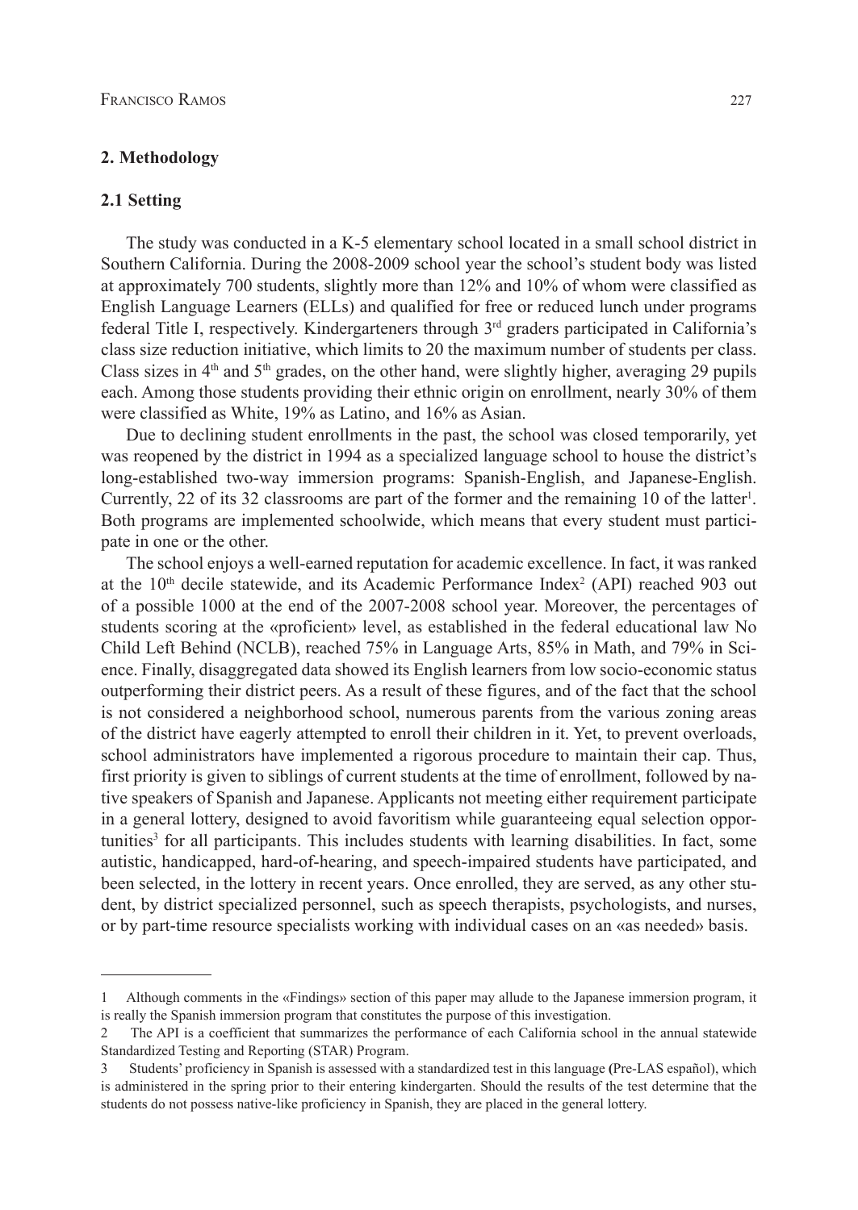## 2. Methodology

### 2.1 Setting

The study was conducted in a K-5 elementary school located in a small school district in Southern California. During the 2008-2009 school year the school's student body was listed at approximately 700 students, slightly more than 12% and 10% of whom were classified as English Language Learners (ELLs) and qualified for free or reduced lunch under programs federal Title I, respectively. Kindergarteners through 3rd graders participated in California's class size reduction initiative, which limits to 20 the maximum number of students per class. Class sizes in 4th and 5th grades, on the other hand, were slightly higher, averaging 29 pupils each. Among those students providing their ethnic origin on enrollment, nearly 30% of them were classified as White, 19% as Latino, and 16% as Asian.

Due to declining student enrollments in the past, the school was closed temporarily, yet was reopened by the district in 1994 as a specialized language school to house the district's long-established two-way immersion programs: Spanish-English, and Japanese-English. Currently, 22 of its 32 classrooms are part of the former and the remaining 10 of the latter[1]. Both programs are implemented schoolwide, which means that every student must participate in one or the other.

The school enjoys a well-earned reputation for academic excellence. In fact, it was ranked at the 10th decile statewide, and its Academic Performance Index[2] (API) reached 903 out of a possible 1000 at the end of the 2007-2008 school year. Moreover, the percentages of students scoring at the «proficient» level, as established in the federal educational law No Child Left Behind (NCLB), reached 75% in Language Arts, 85% in Math, and 79% in Science. Finally, disaggregated data showed its English learners from low socio-economic status outperforming their district peers. As a result of these figures, and of the fact that the school is not considered a neighborhood school, numerous parents from the various zoning areas of the district have eagerly attempted to enroll their children in it. Yet, to prevent overloads, school administrators have implemented a rigorous procedure to maintain their cap. Thus, first priority is given to siblings of current students at the time of enrollment, followed by native speakers of Spanish and Japanese. Applicants not meeting either requirement participate in a general lottery, designed to avoid favoritism while guaranteeing equal selection opportunities[3] for all participants. This includes students with learning disabilities. In fact, some autistic, handicapped, hard-of-hearing, and speech-impaired students have participated, and been selected, in the lottery in recent years. Once enrolled, they are served, as any other student, by district specialized personnel, such as speech therapists, psychologists, and nurses, or by part-time resource specialists working with individual cases on an «as needed» basis.

---

1 Although comments in the «Findings» section of this paper may allude to the Japanese immersion program, it is really the Spanish immersion program that constitutes the purpose of this investigation.

2 The API is a coefficient that summarizes the performance of each California school in the annual statewide Standardized Testing and Reporting (STAR) Program.

3 Students' proficiency in Spanish is assessed with a standardized test in this language (Pre-LAS español), which is administered in the spring prior to their entering kindergarten. Should the results of the test determine that the students do not possess native-like proficiency in Spanish, they are placed in the general lottery.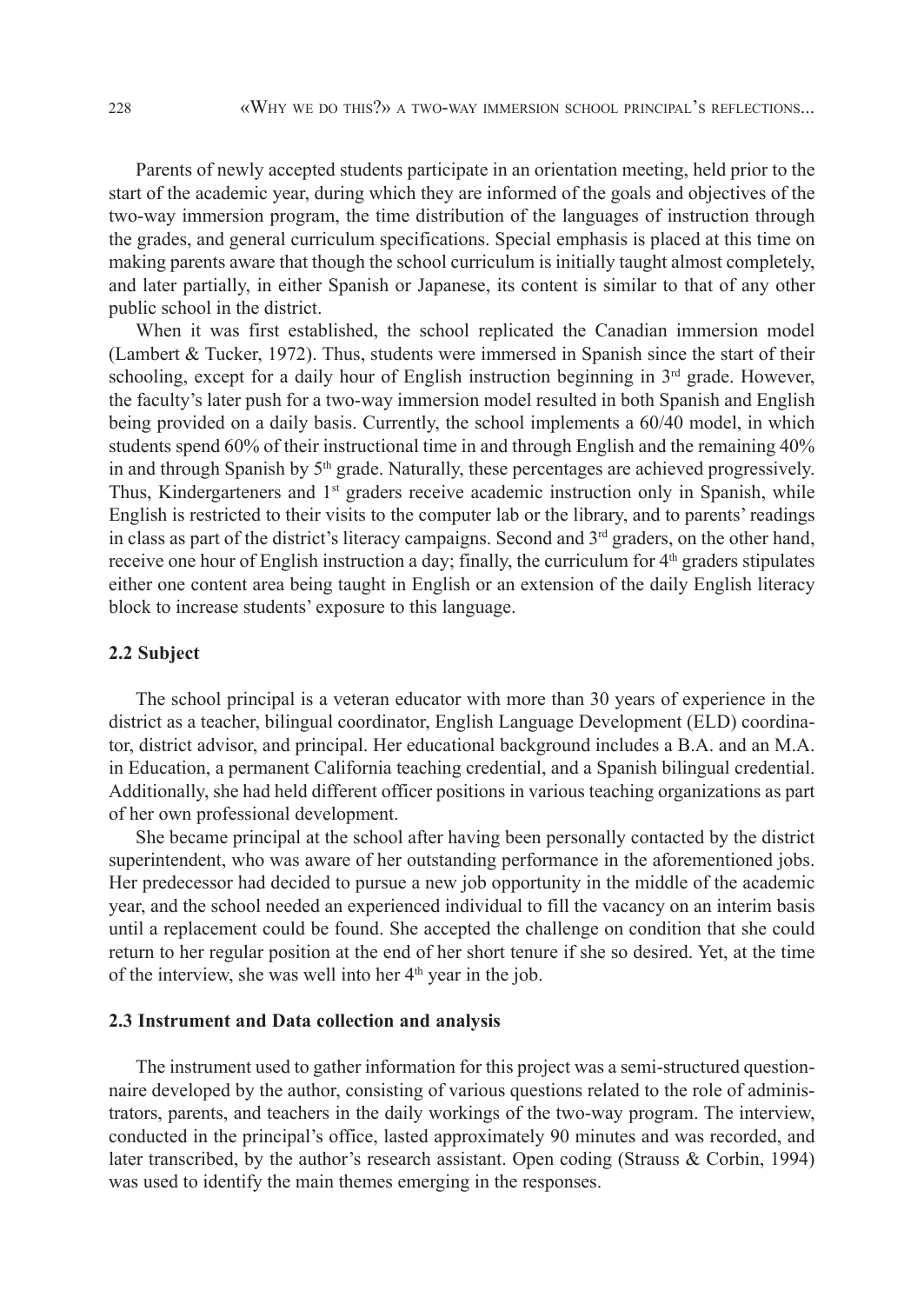Parents of newly accepted students participate in an orientation meeting, held prior to the start of the academic year, during which they are informed of the goals and objectives of the two-way immersion program, the time distribution of the languages of instruction through the grades, and general curriculum specifications. Special emphasis is placed at this time on making parents aware that though the school curriculum is initially taught almost completely, and later partially, in either Spanish or Japanese, its content is similar to that of any other public school in the district.

When it was first established, the school replicated the Canadian immersion model (Lambert & Tucker, 1972). Thus, students were immersed in Spanish since the start of their schooling, except for a daily hour of English instruction beginning in 3rd grade. However, the faculty's later push for a two-way immersion model resulted in both Spanish and English being provided on a daily basis. Currently, the school implements a 60/40 model, in which students spend 60% of their instructional time in and through English and the remaining 40% in and through Spanish by 5th grade. Naturally, these percentages are achieved progressively. Thus, Kindergarteners and 1st graders receive academic instruction only in Spanish, while English is restricted to their visits to the computer lab or the library, and to parents' readings in class as part of the district's literacy campaigns. Second and 3rd graders, on the other hand, receive one hour of English instruction a day; finally, the curriculum for 4th graders stipulates either one content area being taught in English or an extension of the daily English literacy block to increase students' exposure to this language.

### 2.2 Subject

The school principal is a veteran educator with more than 30 years of experience in the district as a teacher, bilingual coordinator, English Language Development (ELD) coordinator, district advisor, and principal. Her educational background includes a B.A. and an M.A. in Education, a permanent California teaching credential, and a Spanish bilingual credential. Additionally, she had held different officer positions in various teaching organizations as part of her own professional development.

She became principal at the school after having been personally contacted by the district superintendent, who was aware of her outstanding performance in the aforementioned jobs. Her predecessor had decided to pursue a new job opportunity in the middle of the academic year, and the school needed an experienced individual to fill the vacancy on an interim basis until a replacement could be found. She accepted the challenge on condition that she could return to her regular position at the end of her short tenure if she so desired. Yet, at the time of the interview, she was well into her 4th year in the job.

### 2.3 Instrument and Data collection and analysis

The instrument used to gather information for this project was a semi-structured questionnaire developed by the author, consisting of various questions related to the role of administrators, parents, and teachers in the daily workings of the two-way program. The interview, conducted in the principal's office, lasted approximately 90 minutes and was recorded, and later transcribed, by the author's research assistant. Open coding (Strauss & Corbin, 1994) was used to identify the main themes emerging in the responses.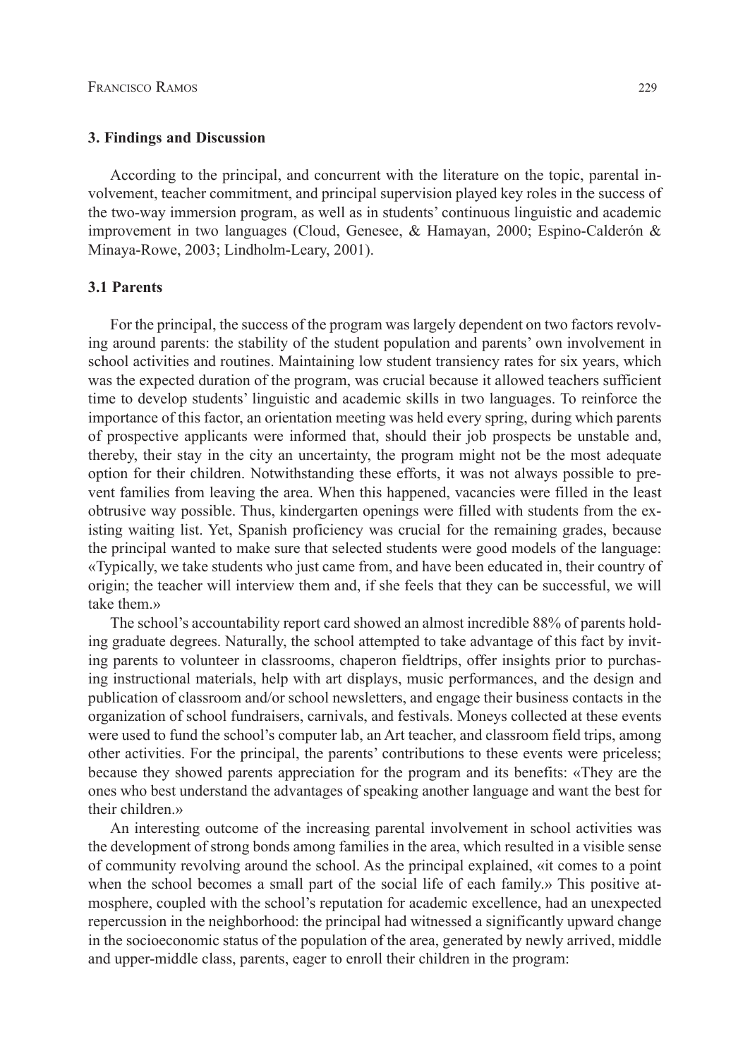## 3. Findings and Discussion

According to the principal, and concurrent with the literature on the topic, parental involvement, teacher commitment, and principal supervision played key roles in the success of the two-way immersion program, as well as in students' continuous linguistic and academic improvement in two languages (Cloud, Genesee, & Hamayan, 2000; Espino-Calderón & Minaya-Rowe, 2003; Lindholm-Leary, 2001).

### 3.1 Parents

For the principal, the success of the program was largely dependent on two factors revolving around parents: the stability of the student population and parents' own involvement in school activities and routines. Maintaining low student transiency rates for six years, which was the expected duration of the program, was crucial because it allowed teachers sufficient time to develop students' linguistic and academic skills in two languages. To reinforce the importance of this factor, an orientation meeting was held every spring, during which parents of prospective applicants were informed that, should their job prospects be unstable and, thereby, their stay in the city an uncertainty, the program might not be the most adequate option for their children. Notwithstanding these efforts, it was not always possible to prevent families from leaving the area. When this happened, vacancies were filled in the least obtrusive way possible. Thus, kindergarten openings were filled with students from the existing waiting list. Yet, Spanish proficiency was crucial for the remaining grades, because the principal wanted to make sure that selected students were good models of the language: «Typically, we take students who just came from, and have been educated in, their country of origin; the teacher will interview them and, if she feels that they can be successful, we will take them.»

The school's accountability report card showed an almost incredible 88% of parents holding graduate degrees. Naturally, the school attempted to take advantage of this fact by inviting parents to volunteer in classrooms, chaperon fieldtrips, offer insights prior to purchasing instructional materials, help with art displays, music performances, and the design and publication of classroom and/or school newsletters, and engage their business contacts in the organization of school fundraisers, carnivals, and festivals. Moneys collected at these events were used to fund the school's computer lab, an Art teacher, and classroom field trips, among other activities. For the principal, the parents' contributions to these events were priceless; because they showed parents appreciation for the program and its benefits: «They are the ones who best understand the advantages of speaking another language and want the best for their children.»

An interesting outcome of the increasing parental involvement in school activities was the development of strong bonds among families in the area, which resulted in a visible sense of community revolving around the school. As the principal explained, «it comes to a point when the school becomes a small part of the social life of each family.» This positive atmosphere, coupled with the school's reputation for academic excellence, had an unexpected repercussion in the neighborhood: the principal had witnessed a significantly upward change in the socioeconomic status of the population of the area, generated by newly arrived, middle and upper-middle class, parents, eager to enroll their children in the program: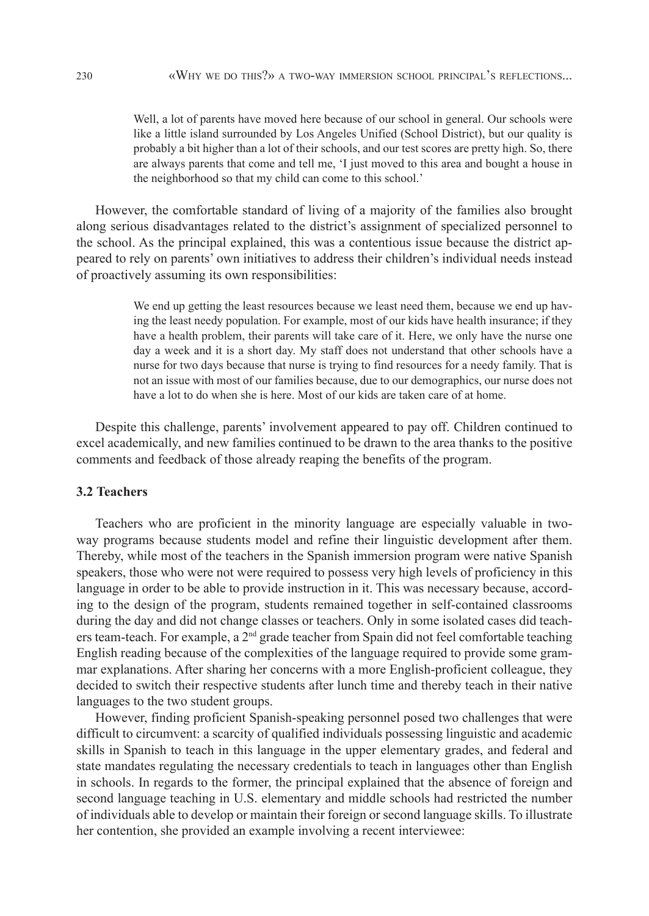> Well, a lot of parents have moved here because of our school in general. Our schools were like a little island surrounded by Los Angeles Unified (School District), but our quality is probably a bit higher than a lot of their schools, and our test scores are pretty high. So, there are always parents that come and tell me, 'I just moved to this area and bought a house in the neighborhood so that my child can come to this school.'

However, the comfortable standard of living of a majority of the families also brought along serious disadvantages related to the district's assignment of specialized personnel to the school. As the principal explained, this was a contentious issue because the district appeared to rely on parents' own initiatives to address their children's individual needs instead of proactively assuming its own responsibilities:

> We end up getting the least resources because we least need them, because we end up having the least needy population. For example, most of our kids have health insurance; if they have a health problem, their parents will take care of it. Here, we only have the nurse one day a week and it is a short day. My staff does not understand that other schools have a nurse for two days because that nurse is trying to find resources for a needy family. That is not an issue with most of our families because, due to our demographics, our nurse does not have a lot to do when she is here. Most of our kids are taken care of at home.

Despite this challenge, parents' involvement appeared to pay off. Children continued to excel academically, and new families continued to be drawn to the area thanks to the positive comments and feedback of those already reaping the benefits of the program.

### 3.2 Teachers

Teachers who are proficient in the minority language are especially valuable in two-way programs because students model and refine their linguistic development after them. Thereby, while most of the teachers in the Spanish immersion program were native Spanish speakers, those who were not were required to possess very high levels of proficiency in this language in order to be able to provide instruction in it. This was necessary because, according to the design of the program, students remained together in self-contained classrooms during the day and did not change classes or teachers. Only in some isolated cases did teachers team-teach. For example, a 2nd grade teacher from Spain did not feel comfortable teaching English reading because of the complexities of the language required to provide some grammar explanations. After sharing her concerns with a more English-proficient colleague, they decided to switch their respective students after lunch time and thereby teach in their native languages to the two student groups.

However, finding proficient Spanish-speaking personnel posed two challenges that were difficult to circumvent: a scarcity of qualified individuals possessing linguistic and academic skills in Spanish to teach in this language in the upper elementary grades, and federal and state mandates regulating the necessary credentials to teach in languages other than English in schools. In regards to the former, the principal explained that the absence of foreign and second language teaching in U.S. elementary and middle schools had restricted the number of individuals able to develop or maintain their foreign or second language skills. To illustrate her contention, she provided an example involving a recent interviewee: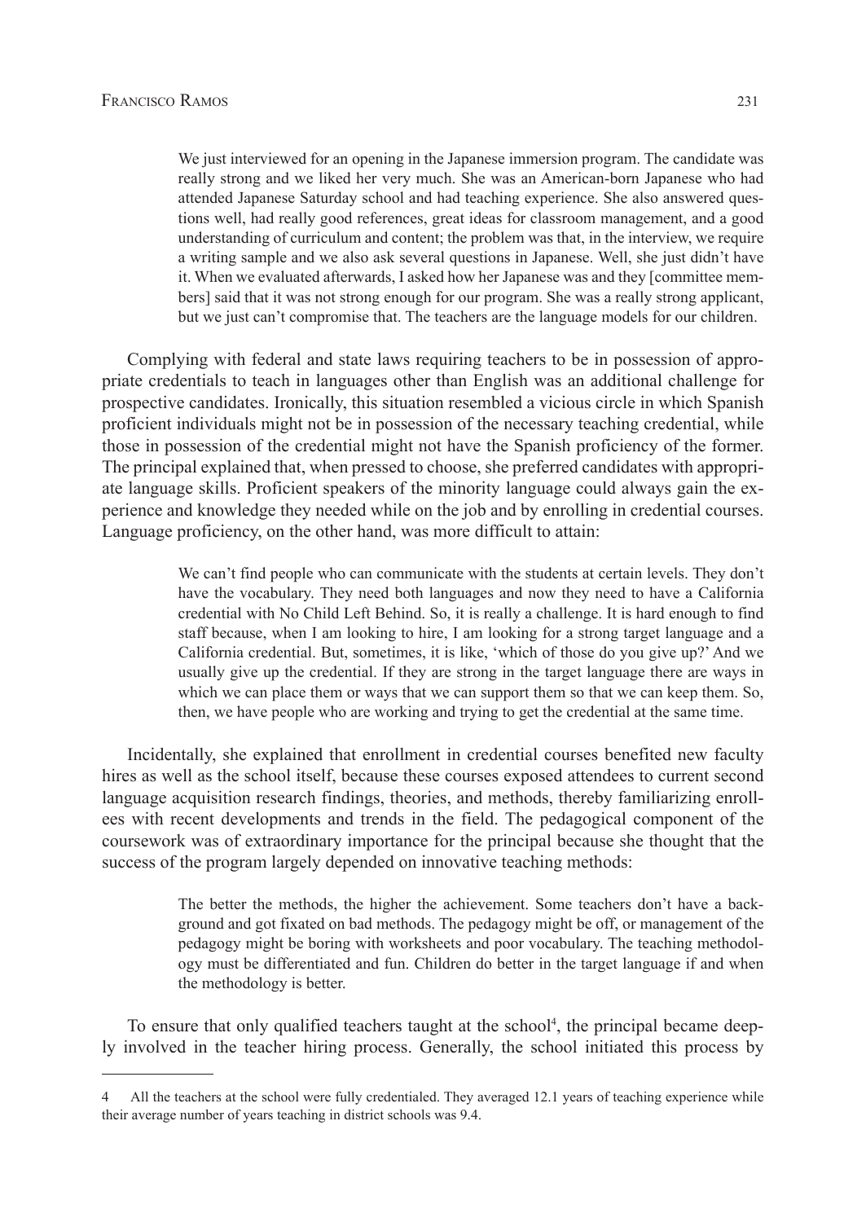> We just interviewed for an opening in the Japanese immersion program. The candidate was really strong and we liked her very much. She was an American-born Japanese who had attended Japanese Saturday school and had teaching experience. She also answered questions well, had really good references, great ideas for classroom management, and a good understanding of curriculum and content; the problem was that, in the interview, we require a writing sample and we also ask several questions in Japanese. Well, she just didn't have it. When we evaluated afterwards, I asked how her Japanese was and they [committee members] said that it was not strong enough for our program. She was a really strong applicant, but we just can't compromise that. The teachers are the language models for our children.

Complying with federal and state laws requiring teachers to be in possession of appropriate credentials to teach in languages other than English was an additional challenge for prospective candidates. Ironically, this situation resembled a vicious circle in which Spanish proficient individuals might not be in possession of the necessary teaching credential, while those in possession of the credential might not have the Spanish proficiency of the former. The principal explained that, when pressed to choose, she preferred candidates with appropriate language skills. Proficient speakers of the minority language could always gain the experience and knowledge they needed while on the job and by enrolling in credential courses. Language proficiency, on the other hand, was more difficult to attain:

> We can't find people who can communicate with the students at certain levels. They don't have the vocabulary. They need both languages and now they need to have a California credential with No Child Left Behind. So, it is really a challenge. It is hard enough to find staff because, when I am looking to hire, I am looking for a strong target language and a California credential. But, sometimes, it is like, 'which of those do you give up?' And we usually give up the credential. If they are strong in the target language there are ways in which we can place them or ways that we can support them so that we can keep them. So, then, we have people who are working and trying to get the credential at the same time.

Incidentally, she explained that enrollment in credential courses benefited new faculty hires as well as the school itself, because these courses exposed attendees to current second language acquisition research findings, theories, and methods, thereby familiarizing enrollees with recent developments and trends in the field. The pedagogical component of the coursework was of extraordinary importance for the principal because she thought that the success of the program largely depended on innovative teaching methods:

> The better the methods, the higher the achievement. Some teachers don't have a background and got fixated on bad methods. The pedagogy might be off, or management of the pedagogy might be boring with worksheets and poor vocabulary. The teaching methodology must be differentiated and fun. Children do better in the target language if and when the methodology is better.

To ensure that only qualified teachers taught at the school[4], the principal became deeply involved in the teacher hiring process. Generally, the school initiated this process by

---

4 All the teachers at the school were fully credentialed. They averaged 12.1 years of teaching experience while their average number of years teaching in district schools was 9.4.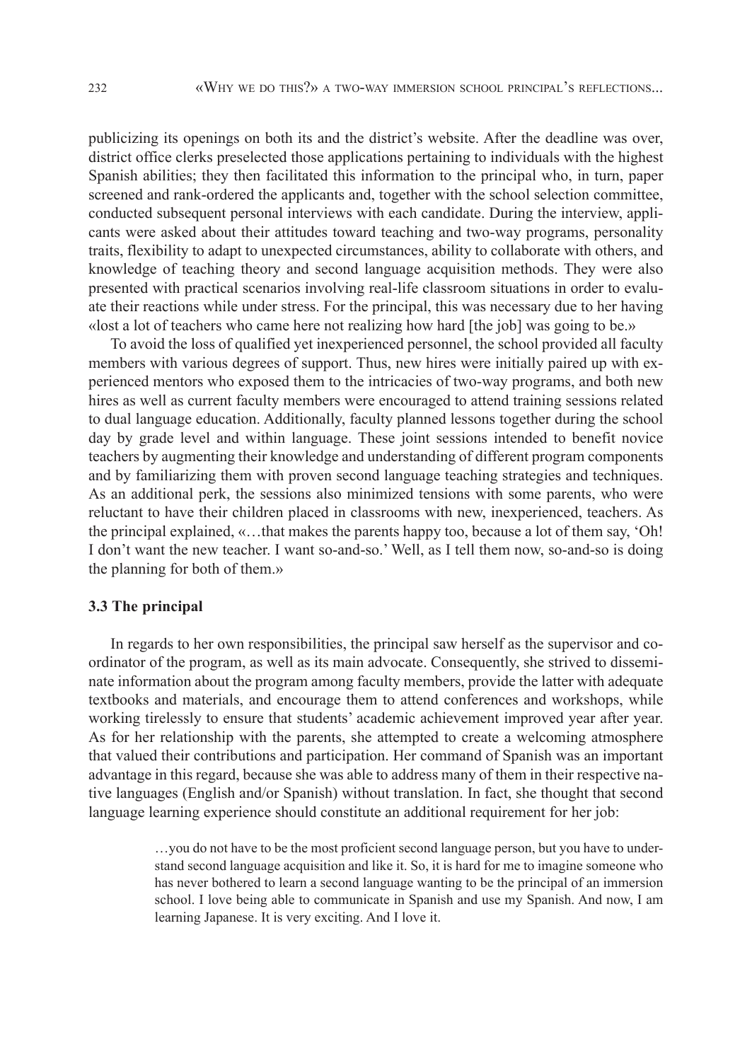publicizing its openings on both its and the district's website. After the deadline was over, district office clerks preselected those applications pertaining to individuals with the highest Spanish abilities; they then facilitated this information to the principal who, in turn, paper screened and rank-ordered the applicants and, together with the school selection committee, conducted subsequent personal interviews with each candidate. During the interview, applicants were asked about their attitudes toward teaching and two-way programs, personality traits, flexibility to adapt to unexpected circumstances, ability to collaborate with others, and knowledge of teaching theory and second language acquisition methods. They were also presented with practical scenarios involving real-life classroom situations in order to evaluate their reactions while under stress. For the principal, this was necessary due to her having «lost a lot of teachers who came here not realizing how hard [the job] was going to be.»

To avoid the loss of qualified yet inexperienced personnel, the school provided all faculty members with various degrees of support. Thus, new hires were initially paired up with experienced mentors who exposed them to the intricacies of two-way programs, and both new hires as well as current faculty members were encouraged to attend training sessions related to dual language education. Additionally, faculty planned lessons together during the school day by grade level and within language. These joint sessions intended to benefit novice teachers by augmenting their knowledge and understanding of different program components and by familiarizing them with proven second language teaching strategies and techniques. As an additional perk, the sessions also minimized tensions with some parents, who were reluctant to have their children placed in classrooms with new, inexperienced, teachers. As the principal explained, «…that makes the parents happy too, because a lot of them say, 'Oh! I don't want the new teacher. I want so-and-so.' Well, as I tell them now, so-and-so is doing the planning for both of them.»

### 3.3 The principal

In regards to her own responsibilities, the principal saw herself as the supervisor and coordinator of the program, as well as its main advocate. Consequently, she strived to disseminate information about the program among faculty members, provide the latter with adequate textbooks and materials, and encourage them to attend conferences and workshops, while working tirelessly to ensure that students' academic achievement improved year after year. As for her relationship with the parents, she attempted to create a welcoming atmosphere that valued their contributions and participation. Her command of Spanish was an important advantage in this regard, because she was able to address many of them in their respective native languages (English and/or Spanish) without translation. In fact, she thought that second language learning experience should constitute an additional requirement for her job:

> …you do not have to be the most proficient second language person, but you have to understand second language acquisition and like it. So, it is hard for me to imagine someone who has never bothered to learn a second language wanting to be the principal of an immersion school. I love being able to communicate in Spanish and use my Spanish. And now, I am learning Japanese. It is very exciting. And I love it.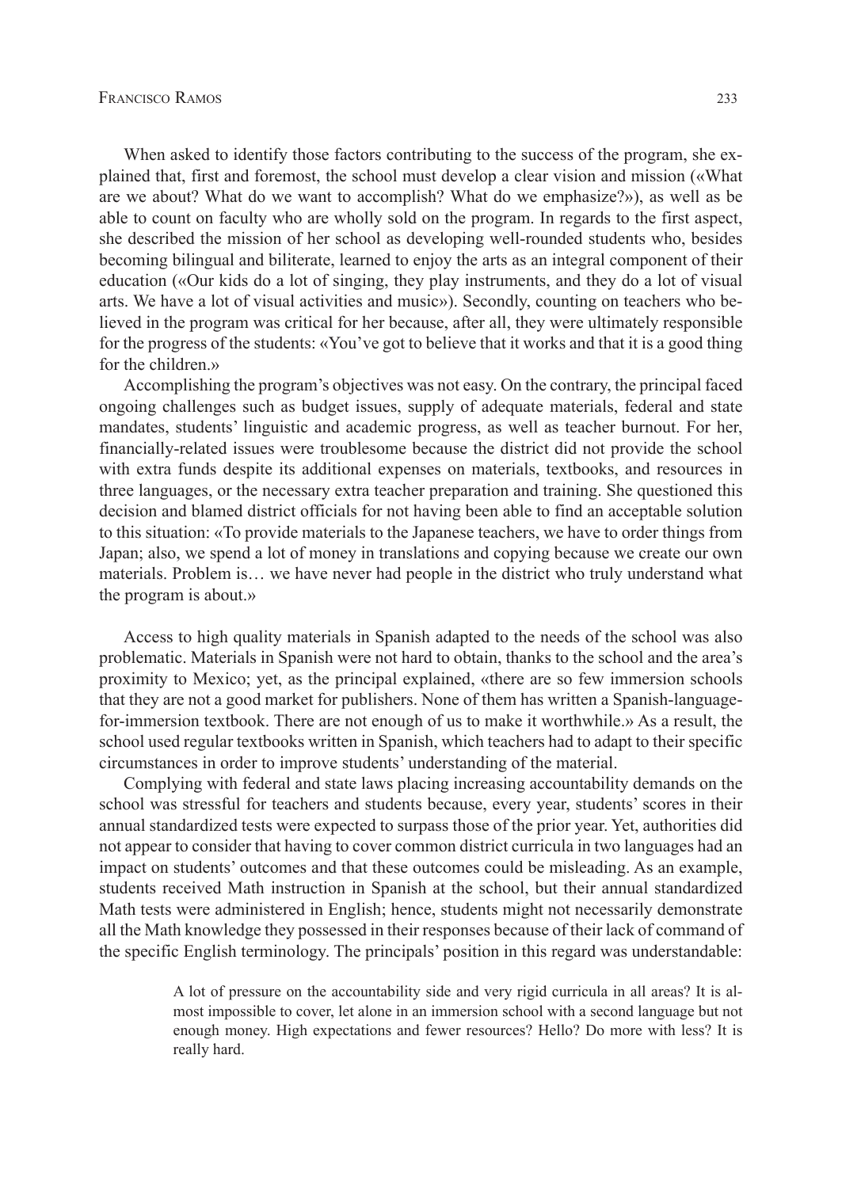When asked to identify those factors contributing to the success of the program, she explained that, first and foremost, the school must develop a clear vision and mission («What are we about? What do we want to accomplish? What do we emphasize?»), as well as be able to count on faculty who are wholly sold on the program. In regards to the first aspect, she described the mission of her school as developing well-rounded students who, besides becoming bilingual and biliterate, learned to enjoy the arts as an integral component of their education («Our kids do a lot of singing, they play instruments, and they do a lot of visual arts. We have a lot of visual activities and music»). Secondly, counting on teachers who believed in the program was critical for her because, after all, they were ultimately responsible for the progress of the students: «You've got to believe that it works and that it is a good thing for the children.»

Accomplishing the program's objectives was not easy. On the contrary, the principal faced ongoing challenges such as budget issues, supply of adequate materials, federal and state mandates, students' linguistic and academic progress, as well as teacher burnout. For her, financially-related issues were troublesome because the district did not provide the school with extra funds despite its additional expenses on materials, textbooks, and resources in three languages, or the necessary extra teacher preparation and training. She questioned this decision and blamed district officials for not having been able to find an acceptable solution to this situation: «To provide materials to the Japanese teachers, we have to order things from Japan; also, we spend a lot of money in translations and copying because we create our own materials. Problem is… we have never had people in the district who truly understand what the program is about.»

Access to high quality materials in Spanish adapted to the needs of the school was also problematic. Materials in Spanish were not hard to obtain, thanks to the school and the area's proximity to Mexico; yet, as the principal explained, «there are so few immersion schools that they are not a good market for publishers. None of them has written a Spanish-language-for-immersion textbook. There are not enough of us to make it worthwhile.» As a result, the school used regular textbooks written in Spanish, which teachers had to adapt to their specific circumstances in order to improve students' understanding of the material.

Complying with federal and state laws placing increasing accountability demands on the school was stressful for teachers and students because, every year, students' scores in their annual standardized tests were expected to surpass those of the prior year. Yet, authorities did not appear to consider that having to cover common district curricula in two languages had an impact on students' outcomes and that these outcomes could be misleading. As an example, students received Math instruction in Spanish at the school, but their annual standardized Math tests were administered in English; hence, students might not necessarily demonstrate all the Math knowledge they possessed in their responses because of their lack of command of the specific English terminology. The principals' position in this regard was understandable:

> A lot of pressure on the accountability side and very rigid curricula in all areas? It is almost impossible to cover, let alone in an immersion school with a second language but not enough money. High expectations and fewer resources? Hello? Do more with less? It is really hard.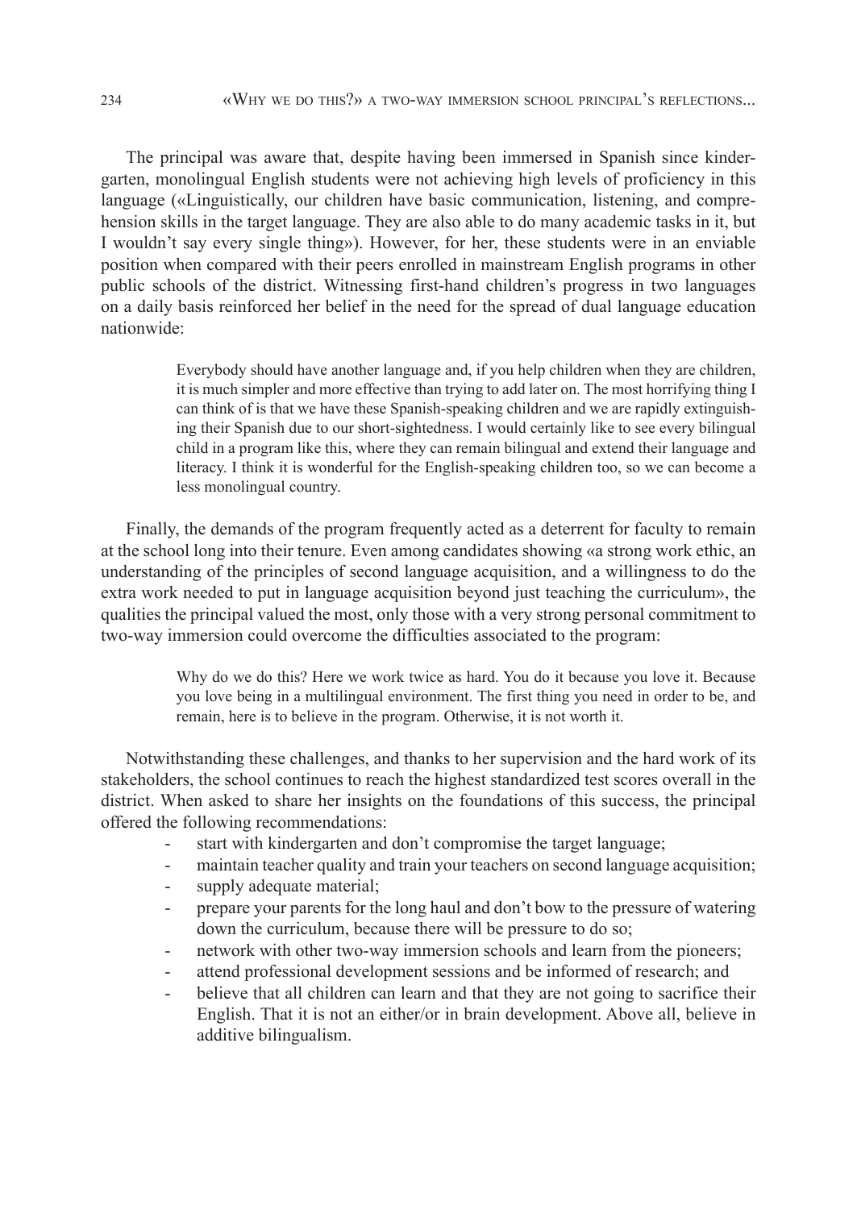The principal was aware that, despite having been immersed in Spanish since kindergarten, monolingual English students were not achieving high levels of proficiency in this language («Linguistically, our children have basic communication, listening, and comprehension skills in the target language. They are also able to do many academic tasks in it, but I wouldn't say every single thing»). However, for her, these students were in an enviable position when compared with their peers enrolled in mainstream English programs in other public schools of the district. Witnessing first-hand children's progress in two languages on a daily basis reinforced her belief in the need for the spread of dual language education nationwide:

> Everybody should have another language and, if you help children when they are children, it is much simpler and more effective than trying to add later on. The most horrifying thing I can think of is that we have these Spanish-speaking children and we are rapidly extinguishing their Spanish due to our short-sightedness. I would certainly like to see every bilingual child in a program like this, where they can remain bilingual and extend their language and literacy. I think it is wonderful for the English-speaking children too, so we can become a less monolingual country.

Finally, the demands of the program frequently acted as a deterrent for faculty to remain at the school long into their tenure. Even among candidates showing «a strong work ethic, an understanding of the principles of second language acquisition, and a willingness to do the extra work needed to put in language acquisition beyond just teaching the curriculum», the qualities the principal valued the most, only those with a very strong personal commitment to two-way immersion could overcome the difficulties associated to the program:

> Why do we do this? Here we work twice as hard. You do it because you love it. Because you love being in a multilingual environment. The first thing you need in order to be, and remain, here is to believe in the program. Otherwise, it is not worth it.

Notwithstanding these challenges, and thanks to her supervision and the hard work of its stakeholders, the school continues to reach the highest standardized test scores overall in the district. When asked to share her insights on the foundations of this success, the principal offered the following recommendations:

- start with kindergarten and don't compromise the target language;
- maintain teacher quality and train your teachers on second language acquisition;
- supply adequate material;
- prepare your parents for the long haul and don't bow to the pressure of watering down the curriculum, because there will be pressure to do so;
- network with other two-way immersion schools and learn from the pioneers;
- attend professional development sessions and be informed of research; and
- believe that all children can learn and that they are not going to sacrifice their English. That it is not an either/or in brain development. Above all, believe in additive bilingualism.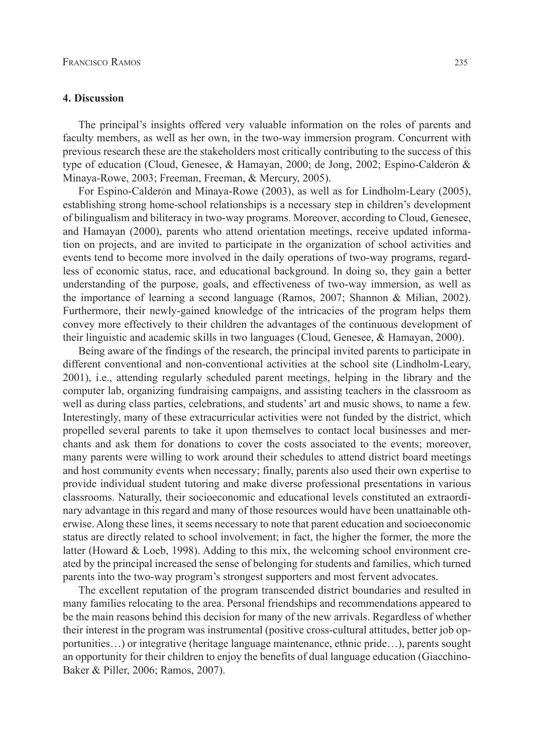## 4. Discussion

The principal's insights offered very valuable information on the roles of parents and faculty members, as well as her own, in the two-way immersion program. Concurrent with previous research these are the stakeholders most critically contributing to the success of this type of education (Cloud, Genesee, & Hamayan, 2000; de Jong, 2002; Espino-Calderón & Minaya-Rowe, 2003; Freeman, Freeman, & Mercury, 2005).

For Espino-Calderón and Minaya-Rowe (2003), as well as for Lindholm-Leary (2005), establishing strong home-school relationships is a necessary step in children's development of bilingualism and biliteracy in two-way programs. Moreover, according to Cloud, Genesee, and Hamayan (2000), parents who attend orientation meetings, receive updated information on projects, and are invited to participate in the organization of school activities and events tend to become more involved in the daily operations of two-way programs, regardless of economic status, race, and educational background. In doing so, they gain a better understanding of the purpose, goals, and effectiveness of two-way immersion, as well as the importance of learning a second language (Ramos, 2007; Shannon & Milian, 2002). Furthermore, their newly-gained knowledge of the intricacies of the program helps them convey more effectively to their children the advantages of the continuous development of their linguistic and academic skills in two languages (Cloud, Genesee, & Hamayan, 2000).

Being aware of the findings of the research, the principal invited parents to participate in different conventional and non-conventional activities at the school site (Lindholm-Leary, 2001), i.e., attending regularly scheduled parent meetings, helping in the library and the computer lab, organizing fundraising campaigns, and assisting teachers in the classroom as well as during class parties, celebrations, and students' art and music shows, to name a few. Interestingly, many of these extracurricular activities were not funded by the district, which propelled several parents to take it upon themselves to contact local businesses and merchants and ask them for donations to cover the costs associated to the events; moreover, many parents were willing to work around their schedules to attend district board meetings and host community events when necessary; finally, parents also used their own expertise to provide individual student tutoring and make diverse professional presentations in various classrooms. Naturally, their socioeconomic and educational levels constituted an extraordinary advantage in this regard and many of those resources would have been unattainable otherwise. Along these lines, it seems necessary to note that parent education and socioeconomic status are directly related to school involvement; in fact, the higher the former, the more the latter (Howard & Loeb, 1998). Adding to this mix, the welcoming school environment created by the principal increased the sense of belonging for students and families, which turned parents into the two-way program's strongest supporters and most fervent advocates.

The excellent reputation of the program transcended district boundaries and resulted in many families relocating to the area. Personal friendships and recommendations appeared to be the main reasons behind this decision for many of the new arrivals. Regardless of whether their interest in the program was instrumental (positive cross-cultural attitudes, better job opportunities…) or integrative (heritage language maintenance, ethnic pride…), parents sought an opportunity for their children to enjoy the benefits of dual language education (Giacchino-Baker & Piller, 2006; Ramos, 2007).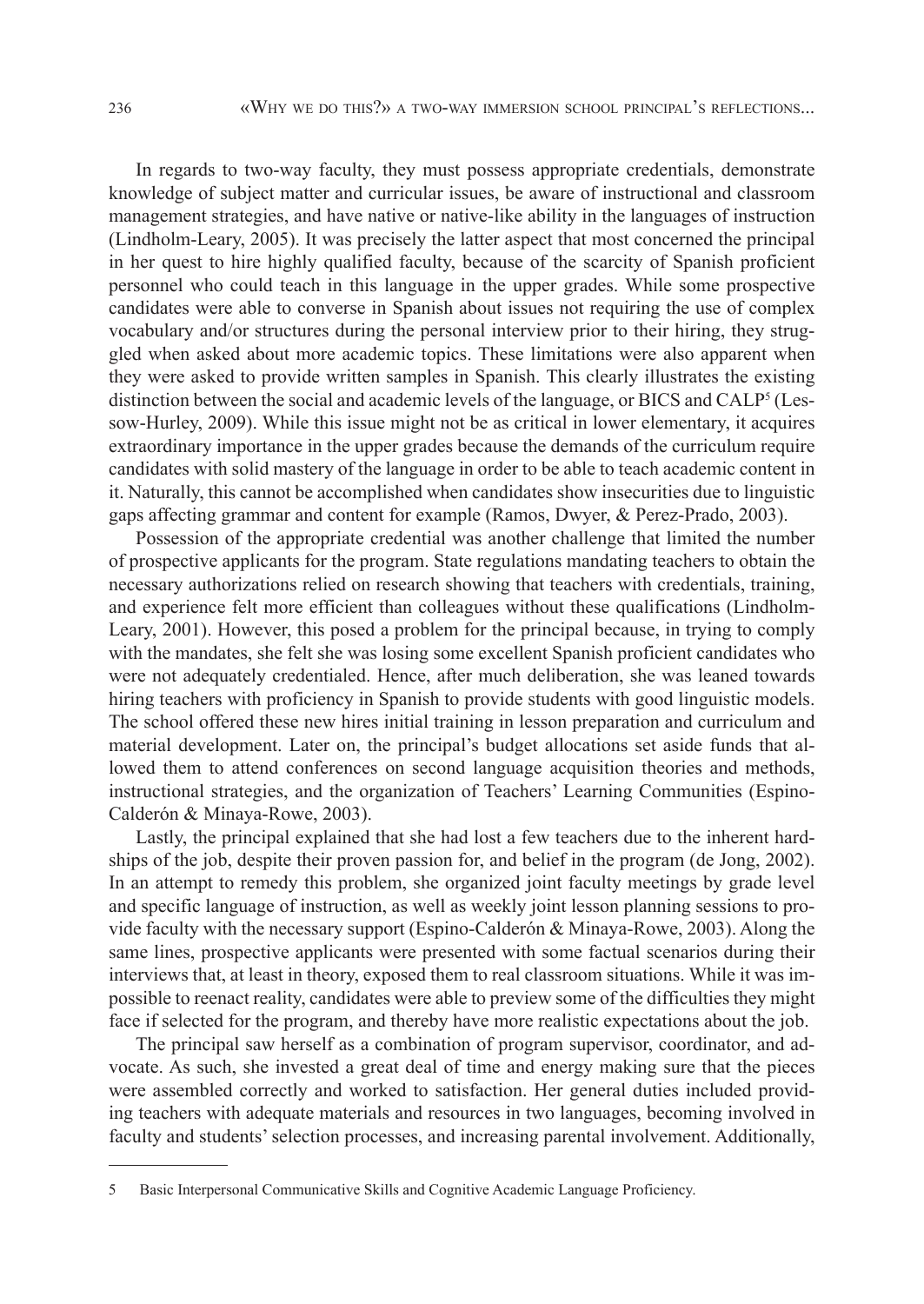In regards to two-way faculty, they must possess appropriate credentials, demonstrate knowledge of subject matter and curricular issues, be aware of instructional and classroom management strategies, and have native or native-like ability in the languages of instruction (Lindholm-Leary, 2005). It was precisely the latter aspect that most concerned the principal in her quest to hire highly qualified faculty, because of the scarcity of Spanish proficient personnel who could teach in this language in the upper grades. While some prospective candidates were able to converse in Spanish about issues not requiring the use of complex vocabulary and/or structures during the personal interview prior to their hiring, they struggled when asked about more academic topics. These limitations were also apparent when they were asked to provide written samples in Spanish. This clearly illustrates the existing distinction between the social and academic levels of the language, or BICS and CALP[5] (Lessow-Hurley, 2009). While this issue might not be as critical in lower elementary, it acquires extraordinary importance in the upper grades because the demands of the curriculum require candidates with solid mastery of the language in order to be able to teach academic content in it. Naturally, this cannot be accomplished when candidates show insecurities due to linguistic gaps affecting grammar and content for example (Ramos, Dwyer, & Perez-Prado, 2003).

Possession of the appropriate credential was another challenge that limited the number of prospective applicants for the program. State regulations mandating teachers to obtain the necessary authorizations relied on research showing that teachers with credentials, training, and experience felt more efficient than colleagues without these qualifications (Lindholm-Leary, 2001). However, this posed a problem for the principal because, in trying to comply with the mandates, she felt she was losing some excellent Spanish proficient candidates who were not adequately credentialed. Hence, after much deliberation, she was leaned towards hiring teachers with proficiency in Spanish to provide students with good linguistic models. The school offered these new hires initial training in lesson preparation and curriculum and material development. Later on, the principal's budget allocations set aside funds that allowed them to attend conferences on second language acquisition theories and methods, instructional strategies, and the organization of Teachers' Learning Communities (Espino-Calderón & Minaya-Rowe, 2003).

Lastly, the principal explained that she had lost a few teachers due to the inherent hardships of the job, despite their proven passion for, and belief in the program (de Jong, 2002). In an attempt to remedy this problem, she organized joint faculty meetings by grade level and specific language of instruction, as well as weekly joint lesson planning sessions to provide faculty with the necessary support (Espino-Calderón & Minaya-Rowe, 2003). Along the same lines, prospective applicants were presented with some factual scenarios during their interviews that, at least in theory, exposed them to real classroom situations. While it was impossible to reenact reality, candidates were able to preview some of the difficulties they might face if selected for the program, and thereby have more realistic expectations about the job.

The principal saw herself as a combination of program supervisor, coordinator, and advocate. As such, she invested a great deal of time and energy making sure that the pieces were assembled correctly and worked to satisfaction. Her general duties included providing teachers with adequate materials and resources in two languages, becoming involved in faculty and students' selection processes, and increasing parental involvement. Additionally,

---

5 Basic Interpersonal Communicative Skills and Cognitive Academic Language Proficiency.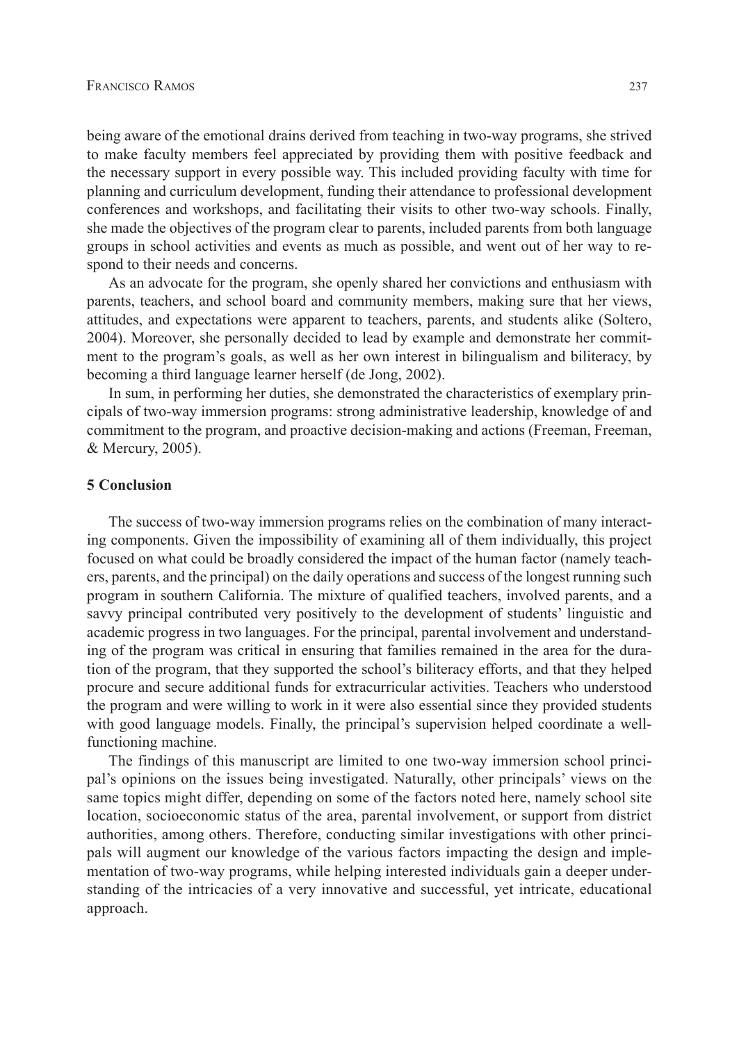being aware of the emotional drains derived from teaching in two-way programs, she strived to make faculty members feel appreciated by providing them with positive feedback and the necessary support in every possible way. This included providing faculty with time for planning and curriculum development, funding their attendance to professional development conferences and workshops, and facilitating their visits to other two-way schools. Finally, she made the objectives of the program clear to parents, included parents from both language groups in school activities and events as much as possible, and went out of her way to respond to their needs and concerns.

As an advocate for the program, she openly shared her convictions and enthusiasm with parents, teachers, and school board and community members, making sure that her views, attitudes, and expectations were apparent to teachers, parents, and students alike (Soltero, 2004). Moreover, she personally decided to lead by example and demonstrate her commitment to the program's goals, as well as her own interest in bilingualism and biliteracy, by becoming a third language learner herself (de Jong, 2002).

In sum, in performing her duties, she demonstrated the characteristics of exemplary principals of two-way immersion programs: strong administrative leadership, knowledge of and commitment to the program, and proactive decision-making and actions (Freeman, Freeman, & Mercury, 2005).

## 5 Conclusion

The success of two-way immersion programs relies on the combination of many interacting components. Given the impossibility of examining all of them individually, this project focused on what could be broadly considered the impact of the human factor (namely teachers, parents, and the principal) on the daily operations and success of the longest running such program in southern California. The mixture of qualified teachers, involved parents, and a savvy principal contributed very positively to the development of students' linguistic and academic progress in two languages. For the principal, parental involvement and understanding of the program was critical in ensuring that families remained in the area for the duration of the program, that they supported the school's biliteracy efforts, and that they helped procure and secure additional funds for extracurricular activities. Teachers who understood the program and were willing to work in it were also essential since they provided students with good language models. Finally, the principal's supervision helped coordinate a well-functioning machine.

The findings of this manuscript are limited to one two-way immersion school principal's opinions on the issues being investigated. Naturally, other principals' views on the same topics might differ, depending on some of the factors noted here, namely school site location, socioeconomic status of the area, parental involvement, or support from district authorities, among others. Therefore, conducting similar investigations with other principals will augment our knowledge of the various factors impacting the design and implementation of two-way programs, while helping interested individuals gain a deeper understanding of the intricacies of a very innovative and successful, yet intricate, educational approach.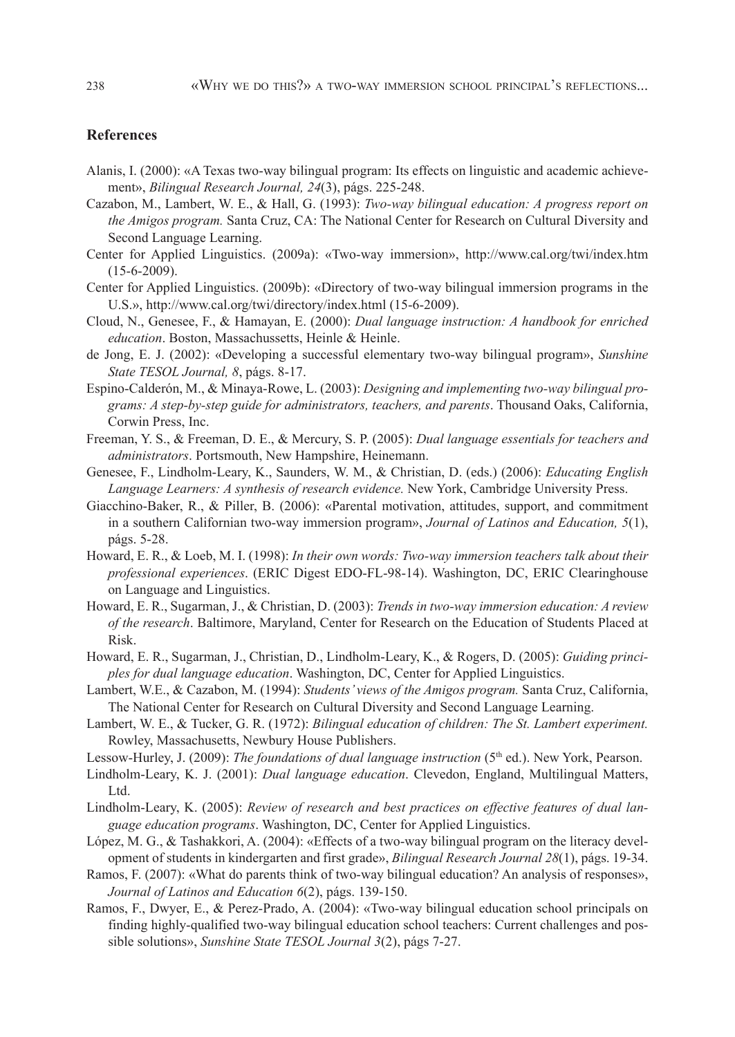## References

Alanis, I. (2000): «A Texas two-way bilingual program: Its effects on linguistic and academic achievement», *Bilingual Research Journal, 24*(3), págs. 225-248.

Cazabon, M., Lambert, W. E., & Hall, G. (1993): *Two-way bilingual education: A progress report on the Amigos program.* Santa Cruz, CA: The National Center for Research on Cultural Diversity and Second Language Learning.

Center for Applied Linguistics. (2009a): «Two-way immersion», http://www.cal.org/twi/index.htm (15-6-2009).

Center for Applied Linguistics. (2009b): «Directory of two-way bilingual immersion programs in the U.S.», http://www.cal.org/twi/directory/index.html (15-6-2009).

Cloud, N., Genesee, F., & Hamayan, E. (2000): *Dual language instruction: A handbook for enriched education*. Boston, Massachussetts, Heinle & Heinle.

de Jong, E. J. (2002): «Developing a successful elementary two-way bilingual program», *Sunshine State TESOL Journal, 8*, págs. 8-17.

Espino-Calderón, M., & Minaya-Rowe, L. (2003): *Designing and implementing two-way bilingual programs: A step-by-step guide for administrators, teachers, and parents*. Thousand Oaks, California, Corwin Press, Inc.

Freeman, Y. S., & Freeman, D. E., & Mercury, S. P. (2005): *Dual language essentials for teachers and administrators*. Portsmouth, New Hampshire, Heinemann.

Genesee, F., Lindholm-Leary, K., Saunders, W. M., & Christian, D. (eds.) (2006): *Educating English Language Learners: A synthesis of research evidence.* New York, Cambridge University Press.

Giacchino-Baker, R., & Piller, B. (2006): «Parental motivation, attitudes, support, and commitment in a southern Californian two-way immersion program», *Journal of Latinos and Education, 5*(1), págs. 5-28.

Howard, E. R., & Loeb, M. I. (1998): *In their own words: Two-way immersion teachers talk about their professional experiences*. (ERIC Digest EDO-FL-98-14). Washington, DC, ERIC Clearinghouse on Language and Linguistics.

Howard, E. R., Sugarman, J., & Christian, D. (2003): *Trends in two-way immersion education: A review of the research*. Baltimore, Maryland, Center for Research on the Education of Students Placed at Risk.

Howard, E. R., Sugarman, J., Christian, D., Lindholm-Leary, K., & Rogers, D. (2005): *Guiding principles for dual language education*. Washington, DC, Center for Applied Linguistics.

Lambert, W.E., & Cazabon, M. (1994): *Students' views of the Amigos program.* Santa Cruz, California, The National Center for Research on Cultural Diversity and Second Language Learning.

Lambert, W. E., & Tucker, G. R. (1972): *Bilingual education of children: The St. Lambert experiment.* Rowley, Massachusetts, Newbury House Publishers.

Lessow-Hurley, J. (2009): *The foundations of dual language instruction* (5th ed.). New York, Pearson.

Lindholm-Leary, K. J. (2001): *Dual language education*. Clevedon, England, Multilingual Matters, Ltd.

Lindholm-Leary, K. (2005): *Review of research and best practices on effective features of dual language education programs*. Washington, DC, Center for Applied Linguistics.

López, M. G., & Tashakkori, A. (2004): «Effects of a two-way bilingual program on the literacy development of students in kindergarten and first grade», *Bilingual Research Journal 28*(1), págs. 19-34.

Ramos, F. (2007): «What do parents think of two-way bilingual education? An analysis of responses», *Journal of Latinos and Education 6*(2), págs. 139-150.

Ramos, F., Dwyer, E., & Perez-Prado, A. (2004): «Two-way bilingual education school principals on finding highly-qualified two-way bilingual education school teachers: Current challenges and possible solutions», *Sunshine State TESOL Journal 3*(2), págs 7-27.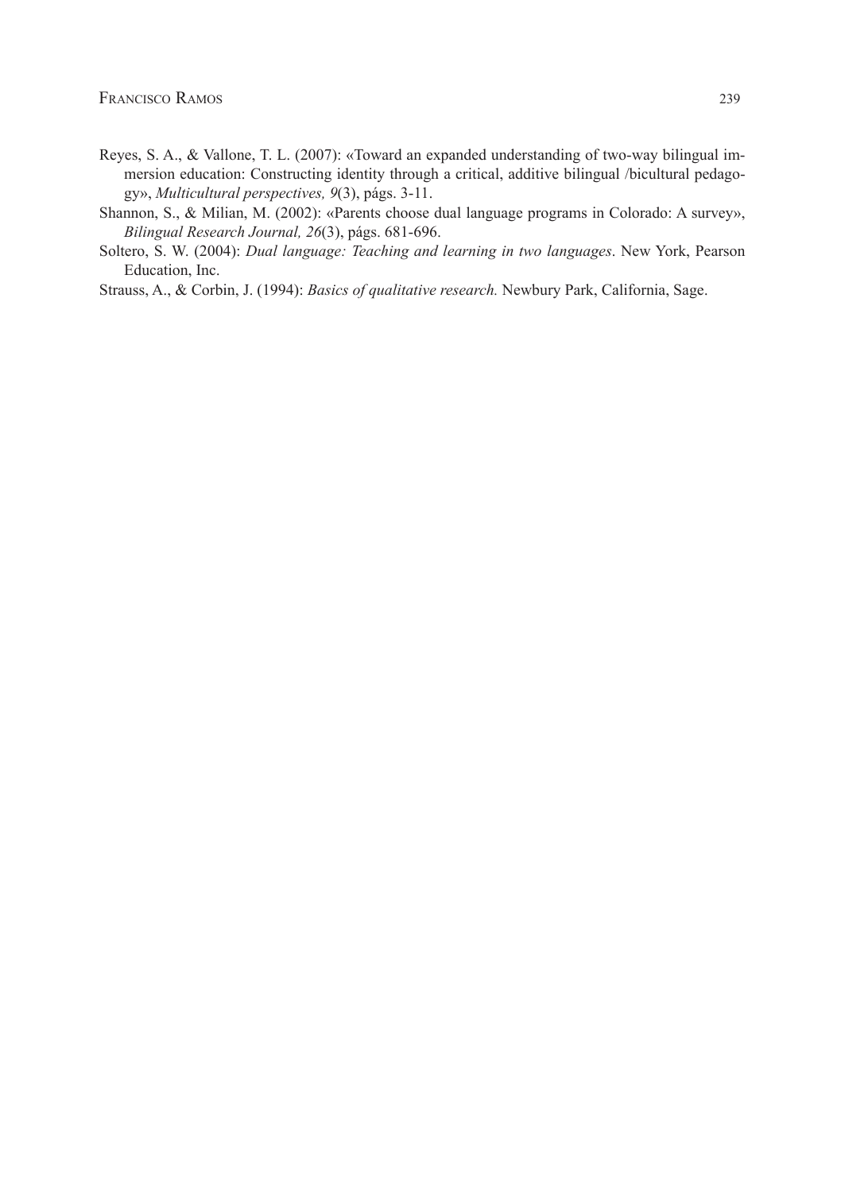Reyes, S. A., & Vallone, T. L. (2007): «Toward an expanded understanding of two-way bilingual immersion education: Constructing identity through a critical, additive bilingual /bicultural pedagogy», *Multicultural perspectives, 9*(3), págs. 3-11.

Shannon, S., & Milian, M. (2002): «Parents choose dual language programs in Colorado: A survey», *Bilingual Research Journal, 26*(3), págs. 681-696.

Soltero, S. W. (2004): *Dual language: Teaching and learning in two languages*. New York, Pearson Education, Inc.

Strauss, A., & Corbin, J. (1994): *Basics of qualitative research.* Newbury Park, California, Sage.